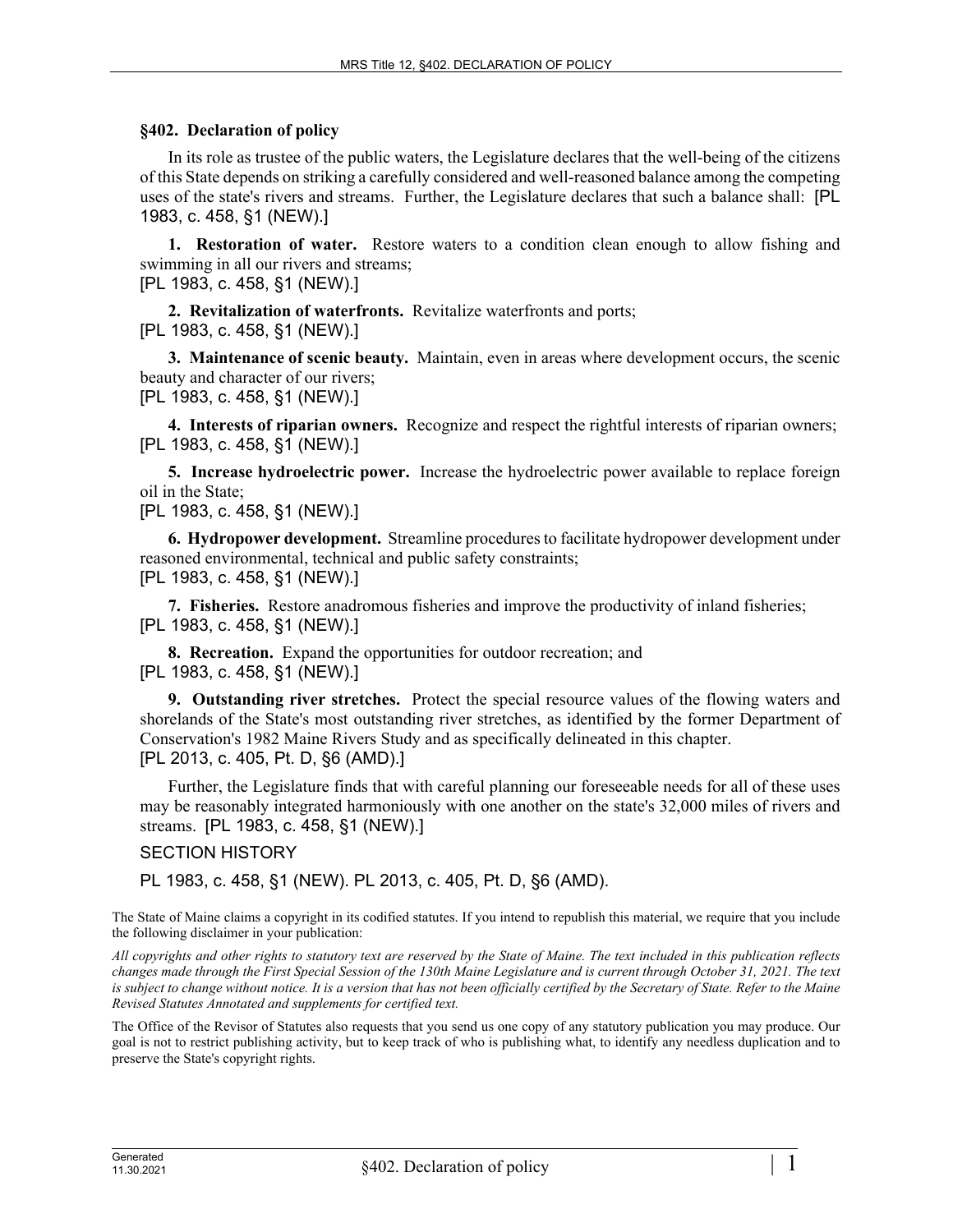## §402. Declaration of policy

In its role as trustee of the public waters, the Legislature declares that the well-being of the citizens of this State depends on striking a carefully considered and well-reasoned balance among the competing uses of the state's rivers and streams. Further, the Legislature declares that such a balance shall: [PL 1983, c. 458, §1 (NEW).]

**1. Restoration of water.** Restore waters to a condition clean enough to allow fishing and swimming in all our rivers and streams;
[PL 1983, c. 458, §1 (NEW).]

**2. Revitalization of waterfronts.** Revitalize waterfronts and ports;
[PL 1983, c. 458, §1 (NEW).]

**3. Maintenance of scenic beauty.** Maintain, even in areas where development occurs, the scenic beauty and character of our rivers;
[PL 1983, c. 458, §1 (NEW).]

**4. Interests of riparian owners.** Recognize and respect the rightful interests of riparian owners;
[PL 1983, c. 458, §1 (NEW).]

**5. Increase hydroelectric power.** Increase the hydroelectric power available to replace foreign oil in the State;
[PL 1983, c. 458, §1 (NEW).]

**6. Hydropower development.** Streamline procedures to facilitate hydropower development under reasoned environmental, technical and public safety constraints;
[PL 1983, c. 458, §1 (NEW).]

**7. Fisheries.** Restore anadromous fisheries and improve the productivity of inland fisheries;
[PL 1983, c. 458, §1 (NEW).]

**8. Recreation.** Expand the opportunities for outdoor recreation; and
[PL 1983, c. 458, §1 (NEW).]

**9. Outstanding river stretches.** Protect the special resource values of the flowing waters and shorelands of the State's most outstanding river stretches, as identified by the former Department of Conservation's 1982 Maine Rivers Study and as specifically delineated in this chapter.
[PL 2013, c. 405, Pt. D, §6 (AMD).]

Further, the Legislature finds that with careful planning our foreseeable needs for all of these uses may be reasonably integrated harmoniously with one another on the state's 32,000 miles of rivers and streams. [PL 1983, c. 458, §1 (NEW).]

SECTION HISTORY

PL 1983, c. 458, §1 (NEW). PL 2013, c. 405, Pt. D, §6 (AMD).

The State of Maine claims a copyright in its codified statutes. If you intend to republish this material, we require that you include the following disclaimer in your publication:

*All copyrights and other rights to statutory text are reserved by the State of Maine. The text included in this publication reflects changes made through the First Special Session of the 130th Maine Legislature and is current through October 31, 2021. The text is subject to change without notice. It is a version that has not been officially certified by the Secretary of State. Refer to the Maine Revised Statutes Annotated and supplements for certified text.*

The Office of the Revisor of Statutes also requests that you send us one copy of any statutory publication you may produce. Our goal is not to restrict publishing activity, but to keep track of who is publishing what, to identify any needless duplication and to preserve the State's copyright rights.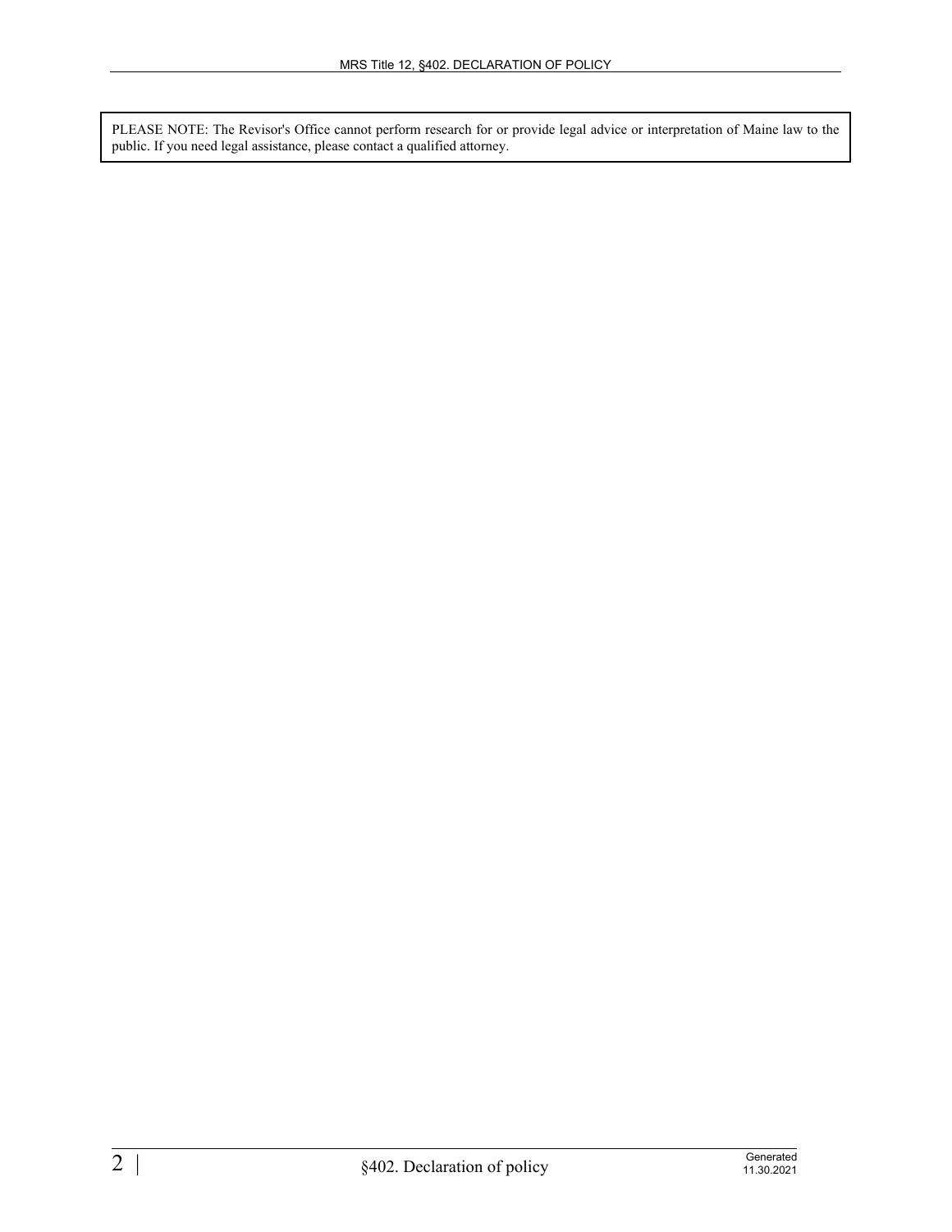PLEASE NOTE: The Revisor's Office cannot perform research for or provide legal advice or interpretation of Maine law to the public. If you need legal assistance, please contact a qualified attorney.